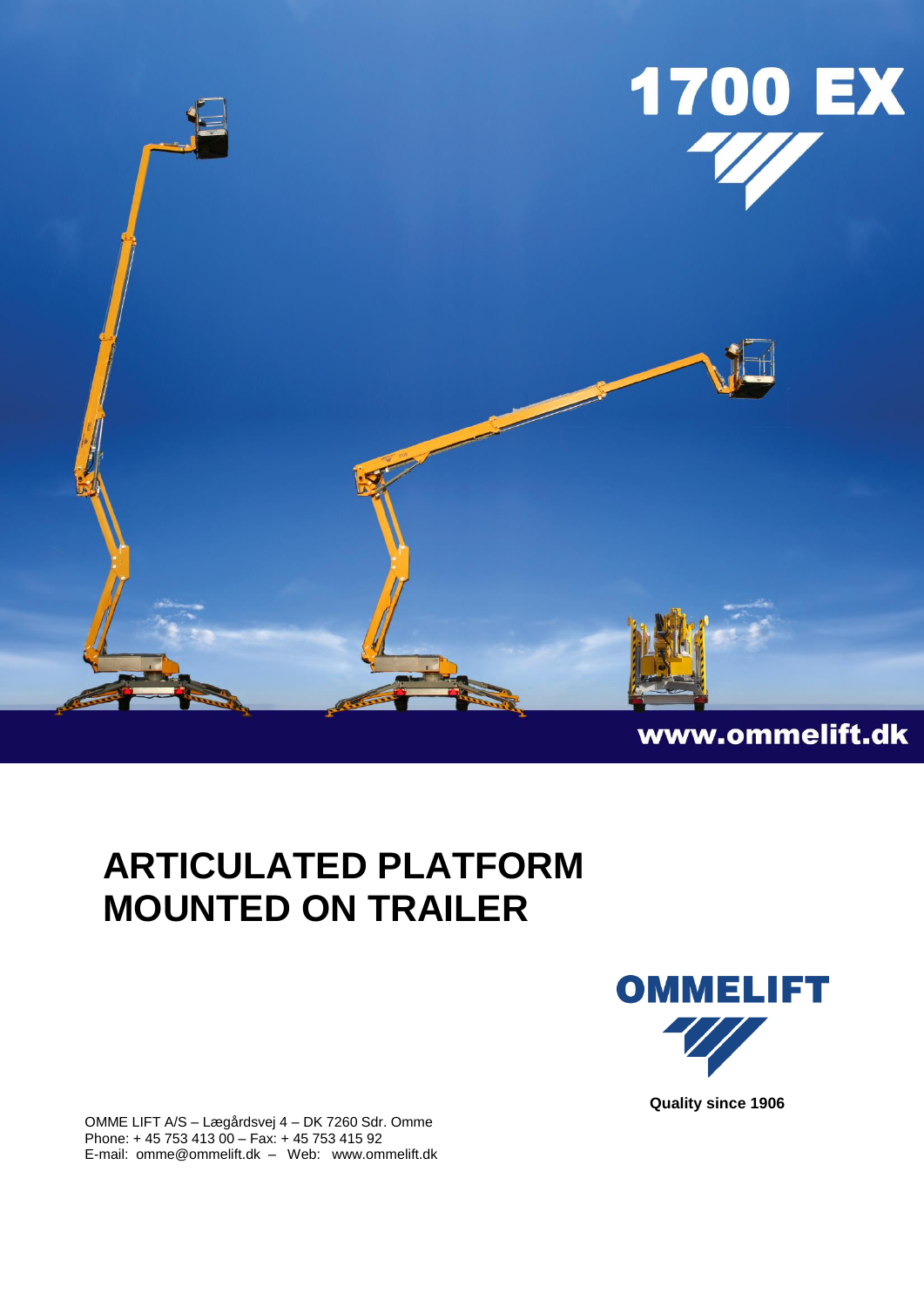# 1700 EX

www.ommelift.dk

# ARTICULATED PLATFORM MOUNTED ON TRAILER

**OMMELIFT**

**Quality since 1906**

OMME LIFT A/S – Lægårdsvej 4 – DK 7260 Sdr. Omme
Phone: + 45 753 413 00 – Fax: + 45 753 415 92
E-mail: omme@ommelift.dk – Web: www.ommelift.dk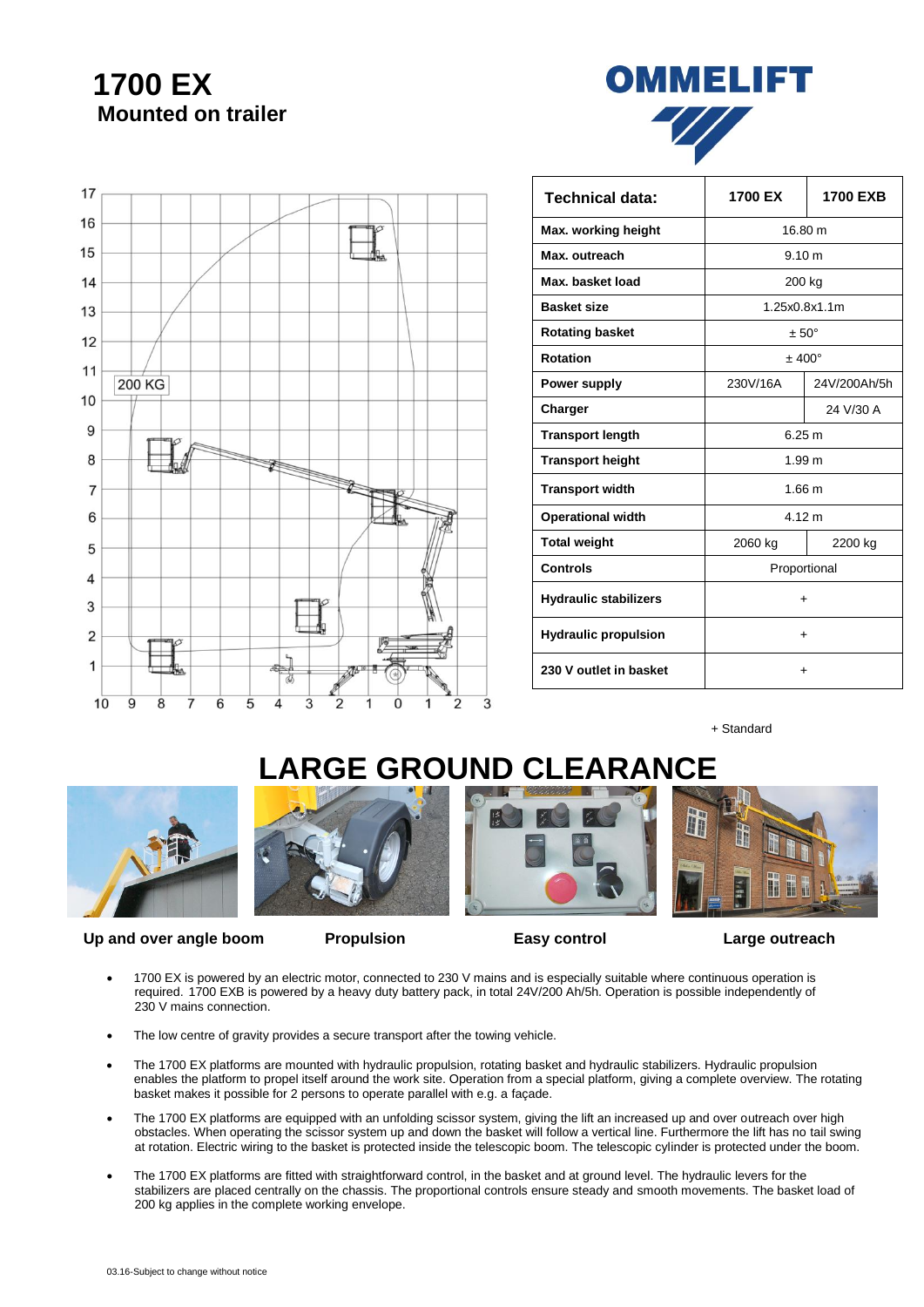# 1700 EX

## Mounted on trailer

OMMELIFT

17
16
15
14
13
12
11
10
9
8
7
6
5
4
3
2
1
200 KG
10 9 8 7 6 5 4 3 2 1 0 1 2 3

| Technical data: | 1700 EX | 1700 EXB |
|---|---|---|
| Max. working height | 16.80 m | |
| Max. outreach | 9.10 m | |
| Max. basket load | 200 kg | |
| Basket size | 1.25x0.8x1.1m | |
| Rotating basket | ± 50° | |
| Rotation | ± 400° | |
| Power supply | 230V/16A | 24V/200Ah/5h |
| Charger | | 24 V/30 A |
| Transport length | 6.25 m | |
| Transport height | 1.99 m | |
| Transport width | 1.66 m | |
| Operational width | 4.12 m | |
| Total weight | 2060 kg | 2200 kg |
| Controls | Proportional | |
| Hydraulic stabilizers | + | |
| Hydraulic propulsion | + | |
| 230 V outlet in basket | + | |

+ Standard

# LARGE GROUND CLEARANCE

**Up and over angle boom** **Propulsion** **Easy control** **Large outreach**

- 1700 EX is powered by an electric motor, connected to 230 V mains and is especially suitable where continuous operation is required. 1700 EXB is powered by a heavy duty battery pack, in total 24V/200 Ah/5h. Operation is possible independently of 230 V mains connection.
- The low centre of gravity provides a secure transport after the towing vehicle.
- The 1700 EX platforms are mounted with hydraulic propulsion, rotating basket and hydraulic stabilizers. Hydraulic propulsion enables the platform to propel itself around the work site. Operation from a special platform, giving a complete overview. The rotating basket makes it possible for 2 persons to operate parallel with e.g. a façade.
- The 1700 EX platforms are equipped with an unfolding scissor system, giving the lift an increased up and over outreach over high obstacles. When operating the scissor system up and down the basket will follow a vertical line. Furthermore the lift has no tail swing at rotation. Electric wiring to the basket is protected inside the telescopic boom. The telescopic cylinder is protected under the boom.
- The 1700 EX platforms are fitted with straightforward control, in the basket and at ground level. The hydraulic levers for the stabilizers are placed centrally on the chassis. The proportional controls ensure steady and smooth movements. The basket load of 200 kg applies in the complete working envelope.

03.16-Subject to change without notice